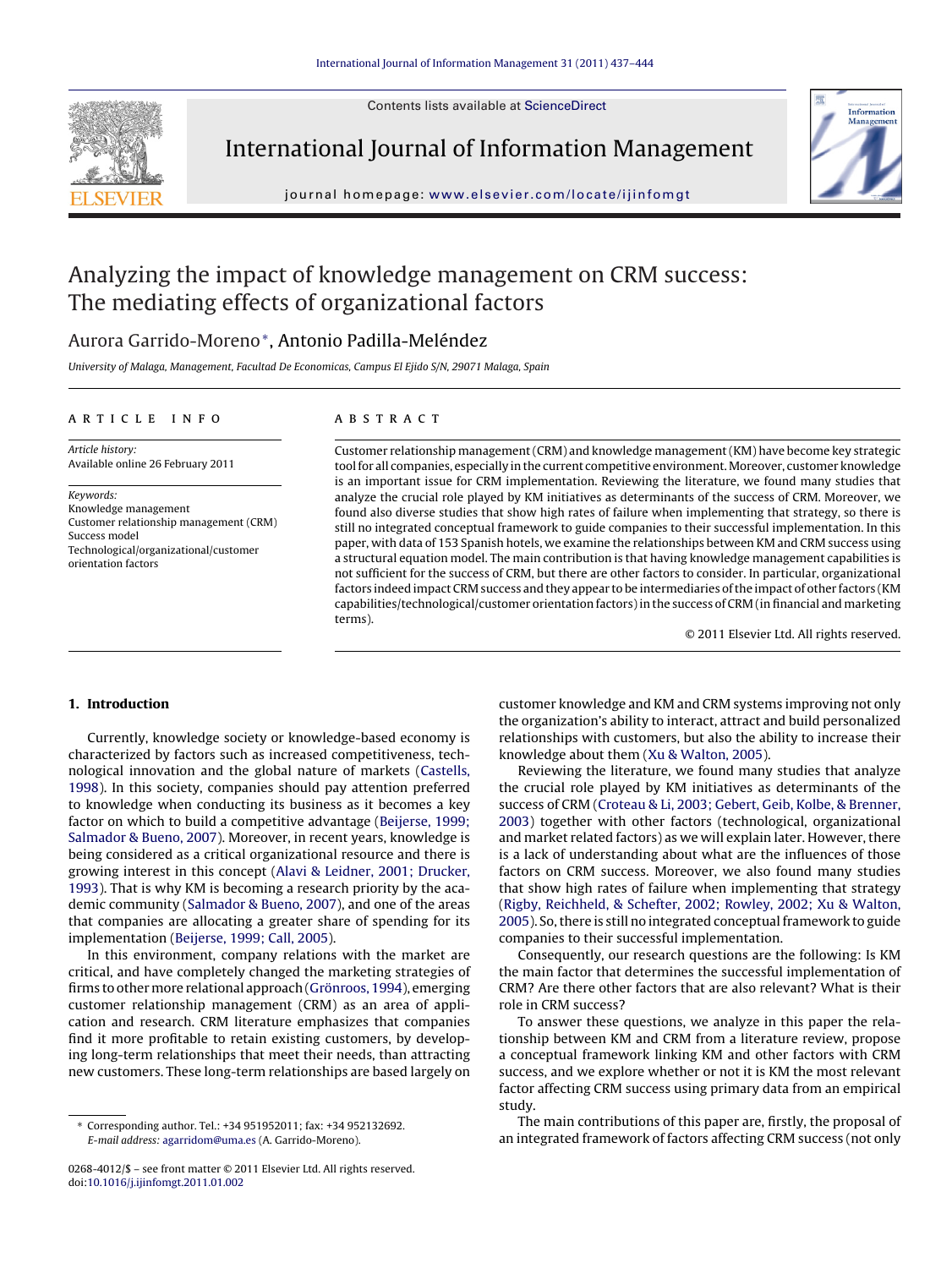# Analyzing the impact of knowledge management on CRM success: The mediating effects of organizational factors

Aurora Garrido-Moreno*, Antonio Padilla-Meléndez

*University of Malaga, Management, Facultad De Economicas, Campus El Ejido S/N, 29071 Malaga, Spain*

**ARTICLE INFO**

*Article history:*
Available online 26 February 2011

*Keywords:*
Knowledge management
Customer relationship management (CRM)
Success model
Technological/organizational/customer orientation factors

**ABSTRACT**

Customer relationship management (CRM) and knowledge management (KM) have become key strategic tool for all companies, especially in the current competitive environment. Moreover, customer knowledge is an important issue for CRM implementation. Reviewing the literature, we found many studies that analyze the crucial role played by KM initiatives as determinants of the success of CRM. Moreover, we found also diverse studies that show high rates of failure when implementing that strategy, so there is still no integrated conceptual framework to guide companies to their successful implementation. In this paper, with data of 153 Spanish hotels, we examine the relationships between KM and CRM success using a structural equation model. The main contribution is that having knowledge management capabilities is not sufficient for the success of CRM, but there are other factors to consider. In particular, organizational factors indeed impact CRM success and they appear to be intermediaries of the impact of other factors (KM capabilities/technological/customer orientation factors) in the success of CRM (in financial and marketing terms).

© 2011 Elsevier Ltd. All rights reserved.

## 1. Introduction

Currently, knowledge society or knowledge-based economy is characterized by factors such as increased competitiveness, technological innovation and the global nature of markets (Castells, 1998). In this society, companies should pay attention preferred to knowledge when conducting its business as it becomes a key factor on which to build a competitive advantage (Beijerse, 1999; Salmador & Bueno, 2007). Moreover, in recent years, knowledge is being considered as a critical organizational resource and there is growing interest in this concept (Alavi & Leidner, 2001; Drucker, 1993). That is why KM is becoming a research priority by the academic community (Salmador & Bueno, 2007), and one of the areas that companies are allocating a greater share of spending for its implementation (Beijerse, 1999; Call, 2005).

In this environment, company relations with the market are critical, and have completely changed the marketing strategies of firms to other more relational approach (Grönroos, 1994), emerging customer relationship management (CRM) as an area of application and research. CRM literature emphasizes that companies find it more profitable to retain existing customers, by developing long-term relationships that meet their needs, than attracting new customers. These long-term relationships are based largely on customer knowledge and KM and CRM systems improving not only the organization's ability to interact, attract and build personalized relationships with customers, but also the ability to increase their knowledge about them (Xu & Walton, 2005).

Reviewing the literature, we found many studies that analyze the crucial role played by KM initiatives as determinants of the success of CRM (Croteau & Li, 2003; Gebert, Geib, Kolbe, & Brenner, 2003) together with other factors (technological, organizational and market related factors) as we will explain later. However, there is a lack of understanding about what are the influences of those factors on CRM success. Moreover, we also found many studies that show high rates of failure when implementing that strategy (Rigby, Reichheld, & Schefter, 2002; Rowley, 2002; Xu & Walton, 2005). So, there is still no integrated conceptual framework to guide companies to their successful implementation.

Consequently, our research questions are the following: Is KM the main factor that determines the successful implementation of CRM? Are there other factors that are also relevant? What is their role in CRM success?

To answer these questions, we analyze in this paper the relationship between KM and CRM from a literature review, propose a conceptual framework linking KM and other factors with CRM success, and we explore whether or not it is KM the most relevant factor affecting CRM success using primary data from an empirical study.

The main contributions of this paper are, firstly, the proposal of an integrated framework of factors affecting CRM success (not only

---

* Corresponding author. Tel.: +34 951952011; fax: +34 952132692.
*E-mail address:* agarridom@uma.es (A. Garrido-Moreno).

0268-4012/$ – see front matter © 2011 Elsevier Ltd. All rights reserved.
doi:10.1016/j.ijinfomgt.2011.01.002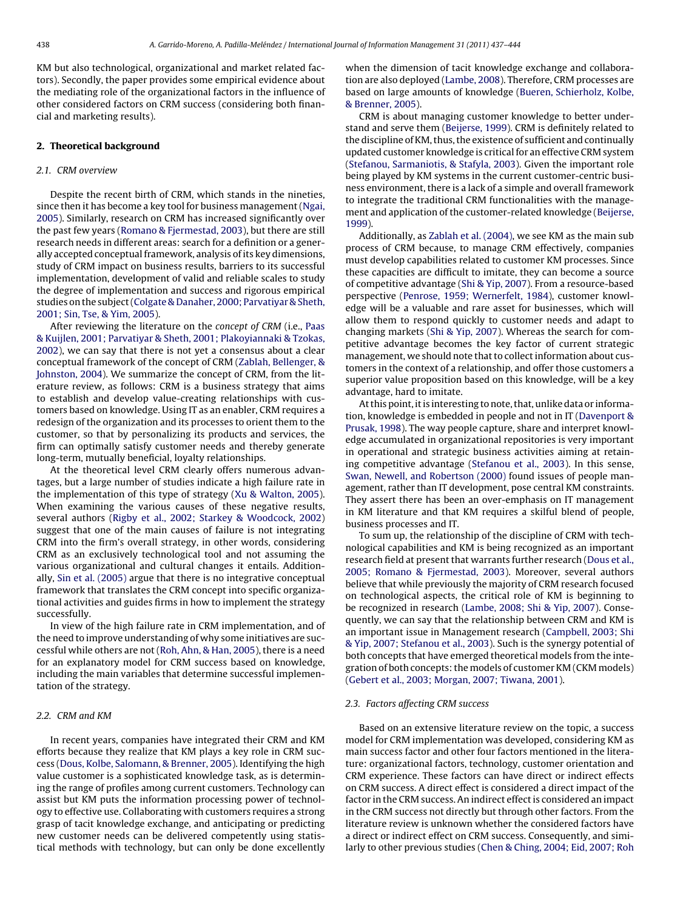KM but also technological, organizational and market related factors). Secondly, the paper provides some empirical evidence about the mediating role of the organizational factors in the influence of other considered factors on CRM success (considering both financial and marketing results).

## 2. Theoretical background

### 2.1. CRM overview

Despite the recent birth of CRM, which stands in the nineties, since then it has become a key tool for business management (Ngai, 2005). Similarly, research on CRM has increased significantly over the past few years (Romano & Fjermestad, 2003), but there are still research needs in different areas: search for a definition or a generally accepted conceptual framework, analysis of its key dimensions, study of CRM impact on business results, barriers to its successful implementation, development of valid and reliable scales to study the degree of implementation and success and rigorous empirical studies on the subject (Colgate & Danaher, 2000; Parvatiyar & Sheth, 2001; Sin, Tse, & Yim, 2005).

After reviewing the literature on the *concept of CRM* (i.e., Paas & Kuijlen, 2001; Parvatiyar & Sheth, 2001; Plakoyiannaki & Tzokas, 2002), we can say that there is not yet a consensus about a clear conceptual framework of the concept of CRM (Zablah, Bellenger, & Johnston, 2004). We summarize the concept of CRM, from the literature review, as follows: CRM is a business strategy that aims to establish and develop value-creating relationships with customers based on knowledge. Using IT as an enabler, CRM requires a redesign of the organization and its processes to orient them to the customer, so that by personalizing its products and services, the firm can optimally satisfy customer needs and thereby generate long-term, mutually beneficial, loyalty relationships.

At the theoretical level CRM clearly offers numerous advantages, but a large number of studies indicate a high failure rate in the implementation of this type of strategy (Xu & Walton, 2005). When examining the various causes of these negative results, several authors (Rigby et al., 2002; Starkey & Woodcock, 2002) suggest that one of the main causes of failure is not integrating CRM into the firm's overall strategy, in other words, considering CRM as an exclusively technological tool and not assuming the various organizational and cultural changes it entails. Additionally, Sin et al. (2005) argue that there is no integrative conceptual framework that translates the CRM concept into specific organizational activities and guides firms in how to implement the strategy successfully.

In view of the high failure rate in CRM implementation, and of the need to improve understanding of why some initiatives are successful while others are not (Roh, Ahn, & Han, 2005), there is a need for an explanatory model for CRM success based on knowledge, including the main variables that determine successful implementation of the strategy.

### 2.2. CRM and KM

In recent years, companies have integrated their CRM and KM efforts because they realize that KM plays a key role in CRM success (Dous, Kolbe, Salomann, & Brenner, 2005). Identifying the high value customer is a sophisticated knowledge task, as is determining the range of profiles among current customers. Technology can assist but KM puts the information processing power of technology to effective use. Collaborating with customers requires a strong grasp of tacit knowledge exchange, and anticipating or predicting new customer needs can be delivered competently using statistical methods with technology, but can only be done excellently when the dimension of tacit knowledge exchange and collaboration are also deployed (Lambe, 2008). Therefore, CRM processes are based on large amounts of knowledge (Bueren, Schierholz, Kolbe, & Brenner, 2005).

CRM is about managing customer knowledge to better understand and serve them (Beijerse, 1999). CRM is definitely related to the discipline of KM, thus, the existence of sufficient and continually updated customer knowledge is critical for an effective CRM system (Stefanou, Sarmaniotis, & Stafyla, 2003). Given the important role being played by KM systems in the current customer-centric business environment, there is a lack of a simple and overall framework to integrate the traditional CRM functionalities with the management and application of the customer-related knowledge (Beijerse, 1999).

Additionally, as Zablah et al. (2004), we see KM as the main sub process of CRM because, to manage CRM effectively, companies must develop capabilities related to customer KM processes. Since these capacities are difficult to imitate, they can become a source of competitive advantage (Shi & Yip, 2007). From a resource-based perspective (Penrose, 1959; Wernerfelt, 1984), customer knowledge will be a valuable and rare asset for businesses, which will allow them to respond quickly to customer needs and adapt to changing markets (Shi & Yip, 2007). Whereas the search for competitive advantage becomes the key factor of current strategic management, we should note that to collect information about customers in the context of a relationship, and offer those customers a superior value proposition based on this knowledge, will be a key advantage, hard to imitate.

At this point, it is interesting to note, that, unlike data or information, knowledge is embedded in people and not in IT (Davenport & Prusak, 1998). The way people capture, share and interpret knowledge accumulated in organizational repositories is very important in operational and strategic business activities aiming at retaining competitive advantage (Stefanou et al., 2003). In this sense, Swan, Newell, and Robertson (2000) found issues of people management, rather than IT development, pose central KM constraints. They assert there has been an over-emphasis on IT management in KM literature and that KM requires a skilful blend of people, business processes and IT.

To sum up, the relationship of the discipline of CRM with technological capabilities and KM is being recognized as an important research field at present that warrants further research (Dous et al., 2005; Romano & Fjermestad, 2003). Moreover, several authors believe that while previously the majority of CRM research focused on technological aspects, the critical role of KM is beginning to be recognized in research (Lambe, 2008; Shi & Yip, 2007). Consequently, we can say that the relationship between CRM and KM is an important issue in Management research (Campbell, 2003; Shi & Yip, 2007; Stefanou et al., 2003). Such is the synergy potential of both concepts that have emerged theoretical models from the integration of both concepts: the models of customer KM (CKM models) (Gebert et al., 2003; Morgan, 2007; Tiwana, 2001).

### 2.3. Factors affecting CRM success

Based on an extensive literature review on the topic, a success model for CRM implementation was developed, considering KM as main success factor and other four factors mentioned in the literature: organizational factors, technology, customer orientation and CRM experience. These factors can have direct or indirect effects on CRM success. A direct effect is considered a direct impact of the factor in the CRM success. An indirect effect is considered an impact in the CRM success not directly but through other factors. From the literature review is unknown whether the considered factors have a direct or indirect effect on CRM success. Consequently, and similarly to other previous studies (Chen & Ching, 2004; Eid, 2007; Roh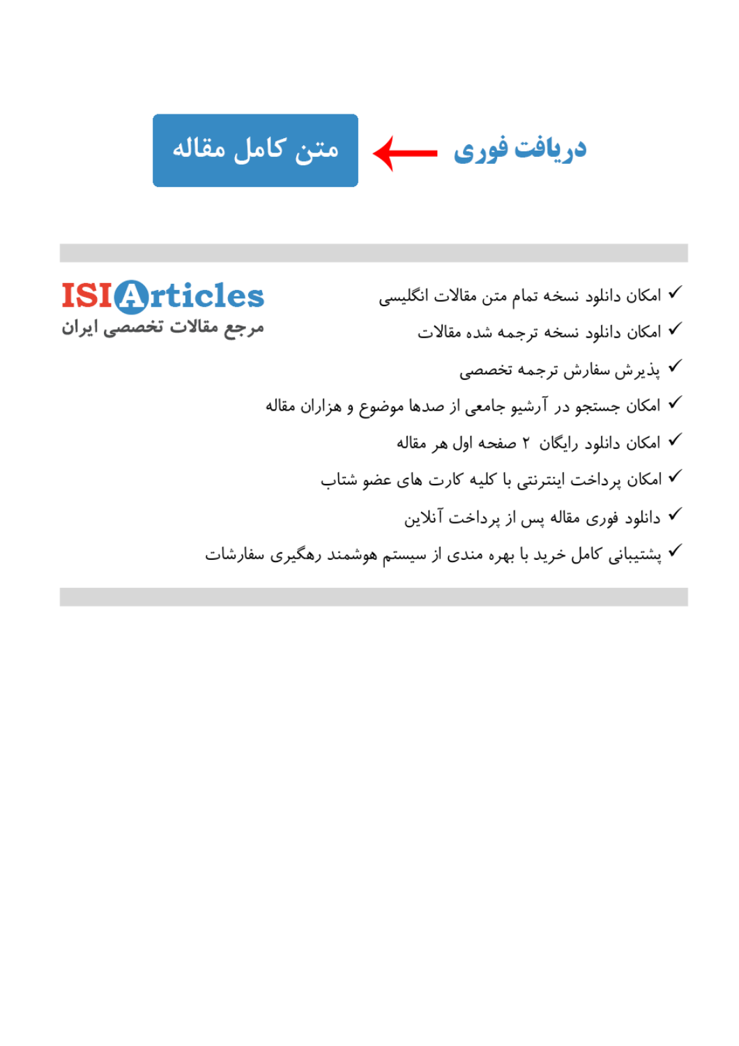دریافت فوری ← متن کامل مقاله

**ISIArticles**
مرجع مقالات تخصصی ایران

- ✓ امکان دانلود نسخه تمام متن مقالات انگلیسی
- ✓ امکان دانلود نسخه ترجمه شده مقالات
- ✓ پذیرش سفارش ترجمه تخصصی
- ✓ امکان جستجو در آرشیو جامعی از صدها موضوع و هزاران مقاله
- ✓ امکان دانلود رایگان ۲ صفحه اول هر مقاله
- ✓ امکان پرداخت اینترنتی با کلیه کارت های عضو شتاب
- ✓ دانلود فوری مقاله پس از پرداخت آنلاین
- ✓ پشتیبانی کامل خرید با بهره مندی از سیستم هوشمند رهگیری سفارشات